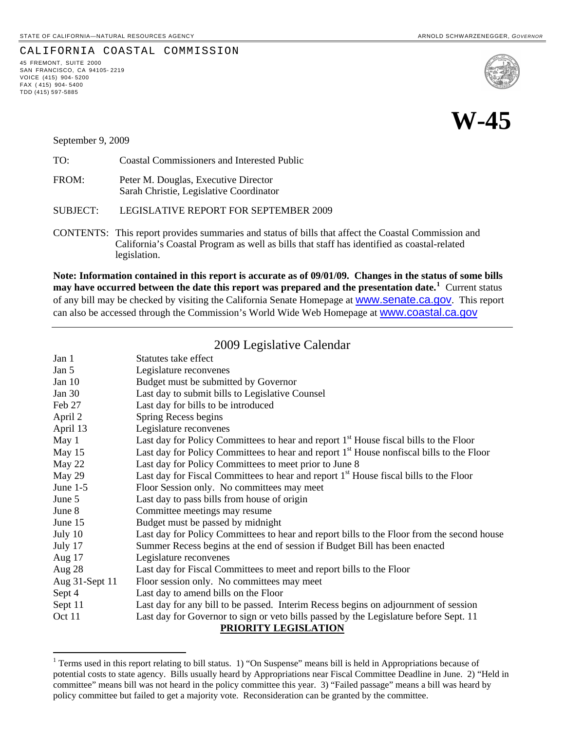STATE OF CALIFORNIA—NATURAL RESOURCES AGENCY ARNOLD SCHWARZENEGGER, *GOVERNOR*

CALIFORNIA COASTAL COMMISSION

45 FREMONT, SUITE 2000
SAN FRANCISCO, CA 94105-2219
VOICE (415) 904-5200
FAX (415) 904-5400
TDD (415) 597-5885

# W-45

September 9, 2009

TO: Coastal Commissioners and Interested Public

FROM: Peter M. Douglas, Executive Director
Sarah Christie, Legislative Coordinator

SUBJECT: LEGISLATIVE REPORT FOR SEPTEMBER 2009

CONTENTS: This report provides summaries and status of bills that affect the Coastal Commission and California's Coastal Program as well as bills that staff has identified as coastal-related legislation.

**Note: Information contained in this report is accurate as of 09/01/09. Changes in the status of some bills may have occurred between the date this report was prepared and the presentation date.[1]** Current status of any bill may be checked by visiting the California Senate Homepage at www.senate.ca.gov. This report can also be accessed through the Commission's World Wide Web Homepage at www.coastal.ca.gov

---

## 2009 Legislative Calendar

| | |
|---|---|
| Jan 1 | Statutes take effect |
| Jan 5 | Legislature reconvenes |
| Jan 10 | Budget must be submitted by Governor |
| Jan 30 | Last day to submit bills to Legislative Counsel |
| Feb 27 | Last day for bills to be introduced |
| April 2 | Spring Recess begins |
| April 13 | Legislature reconvenes |
| May 1 | Last day for Policy Committees to hear and report 1st House fiscal bills to the Floor |
| May 15 | Last day for Policy Committees to hear and report 1st House nonfiscal bills to the Floor |
| May 22 | Last day for Policy Committees to meet prior to June 8 |
| May 29 | Last day for Fiscal Committees to hear and report 1st House fiscal bills to the Floor |
| June 1-5 | Floor Session only. No committees may meet |
| June 5 | Last day to pass bills from house of origin |
| June 8 | Committee meetings may resume |
| June 15 | Budget must be passed by midnight |
| July 10 | Last day for Policy Committees to hear and report bills to the Floor from the second house |
| July 17 | Summer Recess begins at the end of session if Budget Bill has been enacted |
| Aug 17 | Legislature reconvenes |
| Aug 28 | Last day for Fiscal Committees to meet and report bills to the Floor |
| Aug 31-Sept 11 | Floor session only. No committees may meet |
| Sept 4 | Last day to amend bills on the Floor |
| Sept 11 | Last day for any bill to be passed. Interim Recess begins on adjournment of session |
| Oct 11 | Last day for Governor to sign or veto bills passed by the Legislature before Sept. 11 |

**PRIORITY LEGISLATION**

---

[1] Terms used in this report relating to bill status. 1) "On Suspense" means bill is held in Appropriations because of potential costs to state agency. Bills usually heard by Appropriations near Fiscal Committee Deadline in June. 2) "Held in committee" means bill was not heard in the policy committee this year. 3) "Failed passage" means a bill was heard by policy committee but failed to get a majority vote. Reconsideration can be granted by the committee.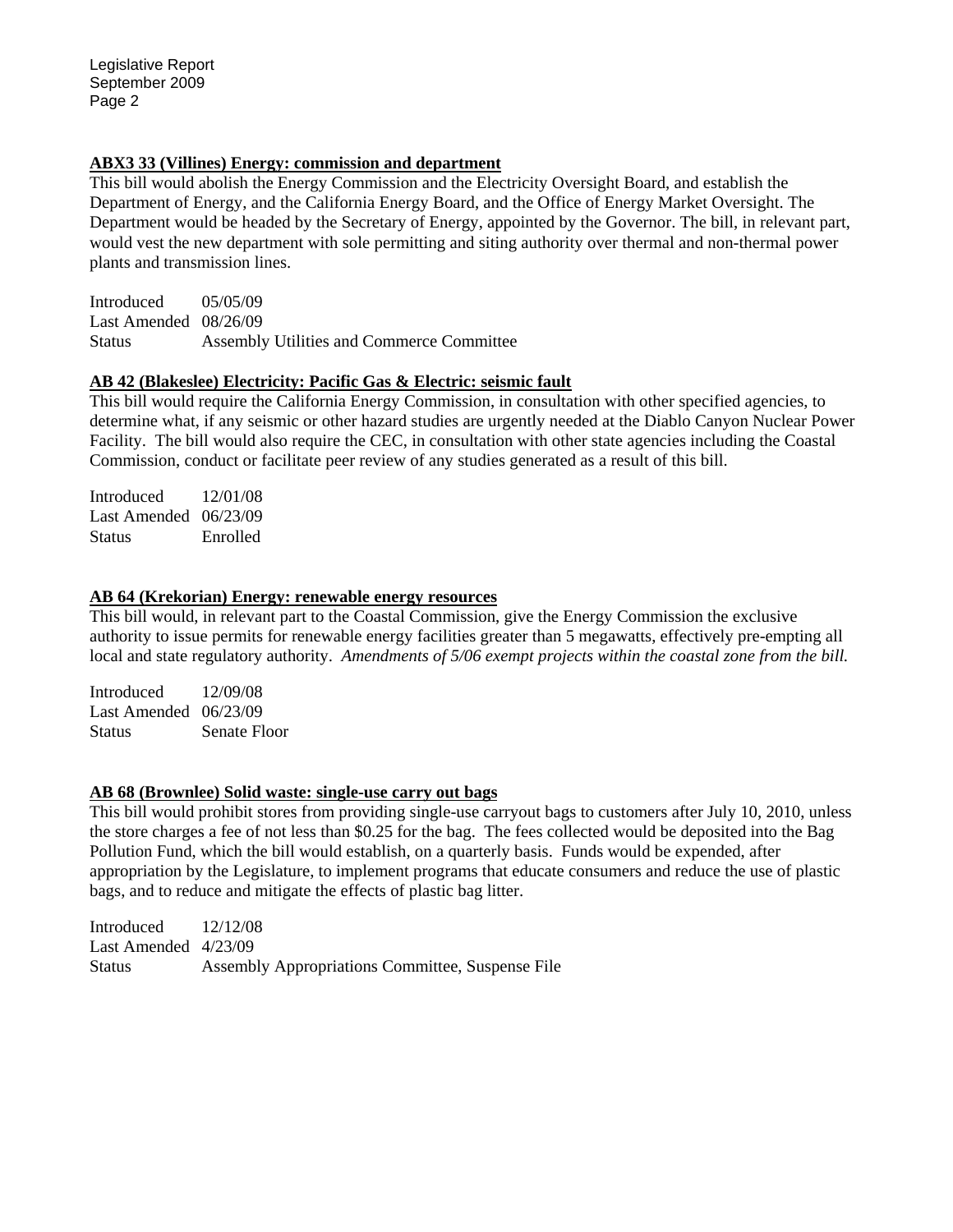**ABX3 33 (Villines) Energy: commission and department**

This bill would abolish the Energy Commission and the Electricity Oversight Board, and establish the Department of Energy, and the California Energy Board, and the Office of Energy Market Oversight. The Department would be headed by the Secretary of Energy, appointed by the Governor. The bill, in relevant part, would vest the new department with sole permitting and siting authority over thermal and non-thermal power plants and transmission lines.

Introduced 05/05/09
Last Amended 08/26/09
Status Assembly Utilities and Commerce Committee

**AB 42 (Blakeslee) Electricity: Pacific Gas & Electric: seismic fault**

This bill would require the California Energy Commission, in consultation with other specified agencies, to determine what, if any seismic or other hazard studies are urgently needed at the Diablo Canyon Nuclear Power Facility. The bill would also require the CEC, in consultation with other state agencies including the Coastal Commission, conduct or facilitate peer review of any studies generated as a result of this bill.

Introduced 12/01/08
Last Amended 06/23/09
Status Enrolled

**AB 64 (Krekorian) Energy: renewable energy resources**

This bill would, in relevant part to the Coastal Commission, give the Energy Commission the exclusive authority to issue permits for renewable energy facilities greater than 5 megawatts, effectively pre-empting all local and state regulatory authority. *Amendments of 5/06 exempt projects within the coastal zone from the bill.*

Introduced 12/09/08
Last Amended 06/23/09
Status Senate Floor

**AB 68 (Brownlee) Solid waste: single-use carry out bags**

This bill would prohibit stores from providing single-use carryout bags to customers after July 10, 2010, unless the store charges a fee of not less than $0.25 for the bag. The fees collected would be deposited into the Bag Pollution Fund, which the bill would establish, on a quarterly basis. Funds would be expended, after appropriation by the Legislature, to implement programs that educate consumers and reduce the use of plastic bags, and to reduce and mitigate the effects of plastic bag litter.

Introduced 12/12/08
Last Amended 4/23/09
Status Assembly Appropriations Committee, Suspense File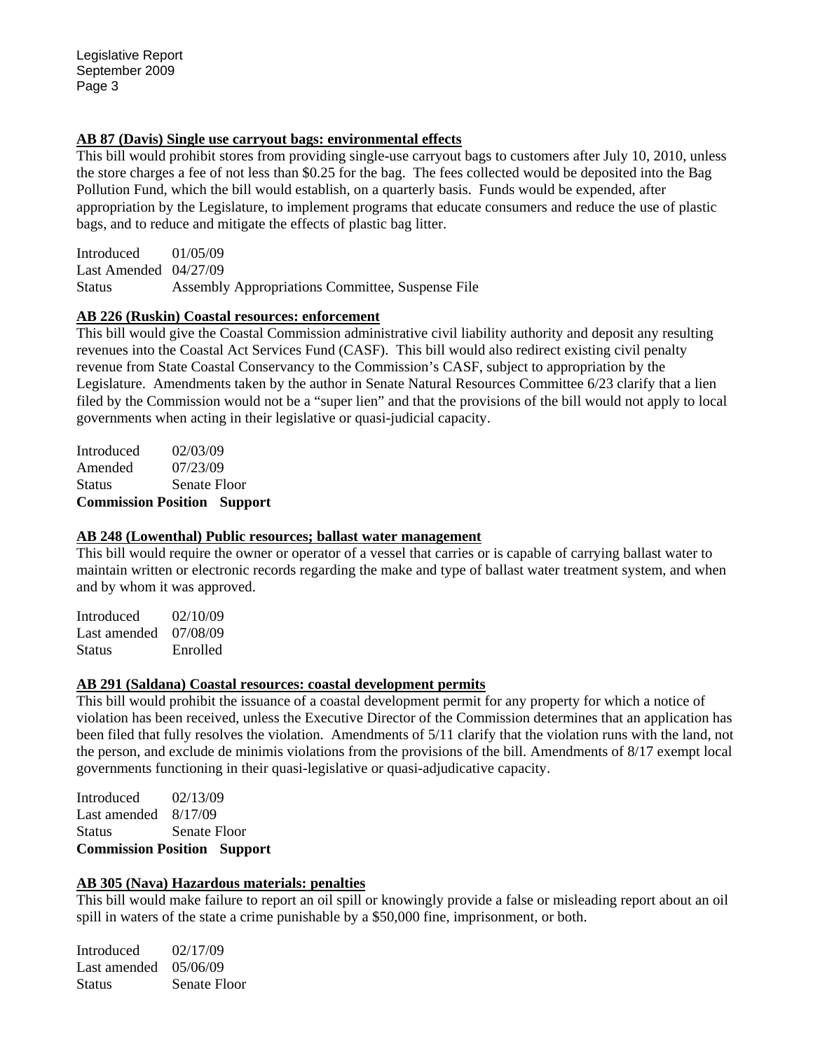**AB 87 (Davis) Single use carryout bags: environmental effects**

This bill would prohibit stores from providing single-use carryout bags to customers after July 10, 2010, unless the store charges a fee of not less than $0.25 for the bag. The fees collected would be deposited into the Bag Pollution Fund, which the bill would establish, on a quarterly basis. Funds would be expended, after appropriation by the Legislature, to implement programs that educate consumers and reduce the use of plastic bags, and to reduce and mitigate the effects of plastic bag litter.

Introduced 01/05/09
Last Amended 04/27/09
Status Assembly Appropriations Committee, Suspense File

**AB 226 (Ruskin) Coastal resources: enforcement**

This bill would give the Coastal Commission administrative civil liability authority and deposit any resulting revenues into the Coastal Act Services Fund (CASF). This bill would also redirect existing civil penalty revenue from State Coastal Conservancy to the Commission's CASF, subject to appropriation by the Legislature. Amendments taken by the author in Senate Natural Resources Committee 6/23 clarify that a lien filed by the Commission would not be a "super lien" and that the provisions of the bill would not apply to local governments when acting in their legislative or quasi-judicial capacity.

Introduced 02/03/09
Amended 07/23/09
Status Senate Floor
**Commission Position Support**

**AB 248 (Lowenthal) Public resources; ballast water management**

This bill would require the owner or operator of a vessel that carries or is capable of carrying ballast water to maintain written or electronic records regarding the make and type of ballast water treatment system, and when and by whom it was approved.

Introduced 02/10/09
Last amended 07/08/09
Status Enrolled

**AB 291 (Saldana) Coastal resources: coastal development permits**

This bill would prohibit the issuance of a coastal development permit for any property for which a notice of violation has been received, unless the Executive Director of the Commission determines that an application has been filed that fully resolves the violation. Amendments of 5/11 clarify that the violation runs with the land, not the person, and exclude de minimis violations from the provisions of the bill. Amendments of 8/17 exempt local governments functioning in their quasi-legislative or quasi-adjudicative capacity.

Introduced 02/13/09
Last amended 8/17/09
Status Senate Floor
**Commission Position Support**

**AB 305 (Nava) Hazardous materials: penalties**

This bill would make failure to report an oil spill or knowingly provide a false or misleading report about an oil spill in waters of the state a crime punishable by a $50,000 fine, imprisonment, or both.

Introduced 02/17/09
Last amended 05/06/09
Status Senate Floor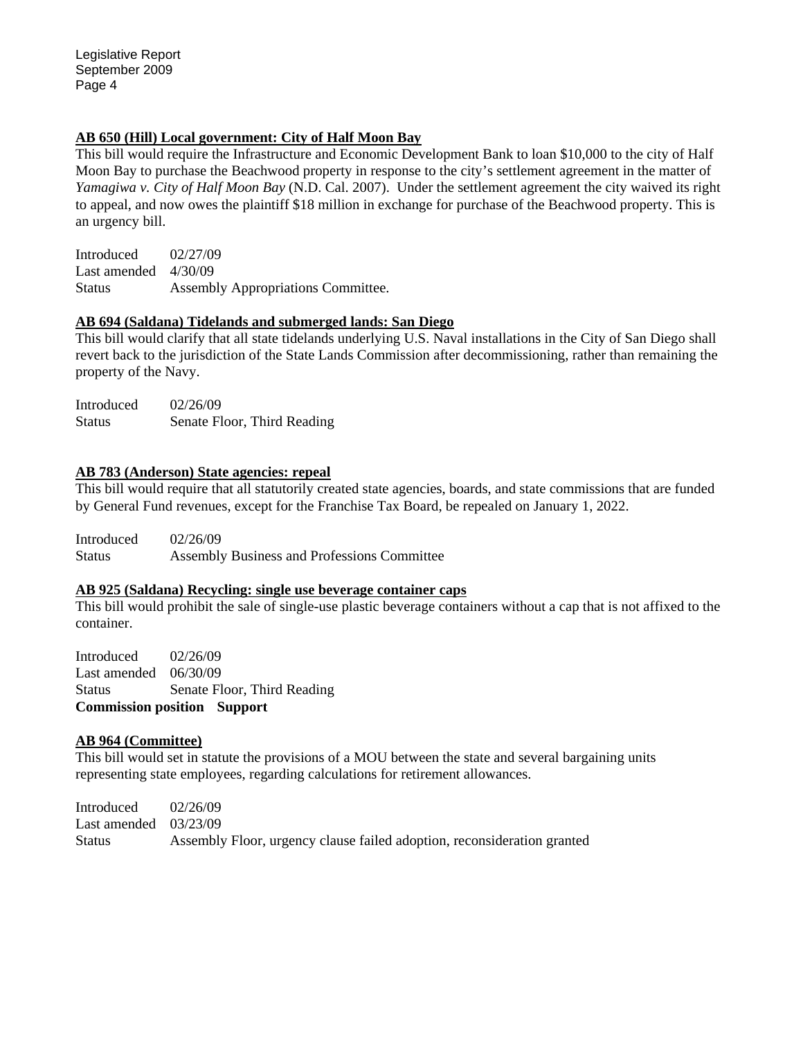**AB 650 (Hill) Local government: City of Half Moon Bay**

This bill would require the Infrastructure and Economic Development Bank to loan $10,000 to the city of Half Moon Bay to purchase the Beachwood property in response to the city's settlement agreement in the matter of *Yamagiwa v. City of Half Moon Bay* (N.D. Cal. 2007). Under the settlement agreement the city waived its right to appeal, and now owes the plaintiff $18 million in exchange for purchase of the Beachwood property. This is an urgency bill.

Introduced 02/27/09
Last amended 4/30/09
Status Assembly Appropriations Committee.

**AB 694 (Saldana) Tidelands and submerged lands: San Diego**

This bill would clarify that all state tidelands underlying U.S. Naval installations in the City of San Diego shall revert back to the jurisdiction of the State Lands Commission after decommissioning, rather than remaining the property of the Navy.

Introduced 02/26/09
Status Senate Floor, Third Reading

**AB 783 (Anderson) State agencies: repeal**

This bill would require that all statutorily created state agencies, boards, and state commissions that are funded by General Fund revenues, except for the Franchise Tax Board, be repealed on January 1, 2022.

Introduced 02/26/09
Status Assembly Business and Professions Committee

**AB 925 (Saldana) Recycling: single use beverage container caps**

This bill would prohibit the sale of single-use plastic beverage containers without a cap that is not affixed to the container.

Introduced 02/26/09
Last amended 06/30/09
Status Senate Floor, Third Reading
**Commission position Support**

**AB 964 (Committee)**

This bill would set in statute the provisions of a MOU between the state and several bargaining units representing state employees, regarding calculations for retirement allowances.

Introduced 02/26/09
Last amended 03/23/09
Status Assembly Floor, urgency clause failed adoption, reconsideration granted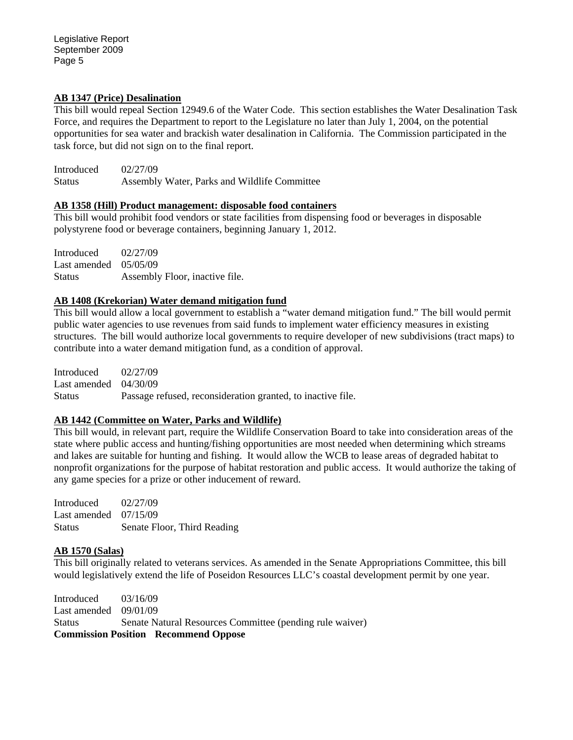**AB 1347 (Price) Desalination**

This bill would repeal Section 12949.6 of the Water Code. This section establishes the Water Desalination Task Force, and requires the Department to report to the Legislature no later than July 1, 2004, on the potential opportunities for sea water and brackish water desalination in California. The Commission participated in the task force, but did not sign on to the final report.

Introduced 02/27/09
Status Assembly Water, Parks and Wildlife Committee

**AB 1358 (Hill) Product management: disposable food containers**

This bill would prohibit food vendors or state facilities from dispensing food or beverages in disposable polystyrene food or beverage containers, beginning January 1, 2012.

Introduced 02/27/09
Last amended 05/05/09
Status Assembly Floor, inactive file.

**AB 1408 (Krekorian) Water demand mitigation fund**

This bill would allow a local government to establish a "water demand mitigation fund." The bill would permit public water agencies to use revenues from said funds to implement water efficiency measures in existing structures. The bill would authorize local governments to require developer of new subdivisions (tract maps) to contribute into a water demand mitigation fund, as a condition of approval.

Introduced 02/27/09
Last amended 04/30/09
Status Passage refused, reconsideration granted, to inactive file.

**AB 1442 (Committee on Water, Parks and Wildlife)**

This bill would, in relevant part, require the Wildlife Conservation Board to take into consideration areas of the state where public access and hunting/fishing opportunities are most needed when determining which streams and lakes are suitable for hunting and fishing. It would allow the WCB to lease areas of degraded habitat to nonprofit organizations for the purpose of habitat restoration and public access. It would authorize the taking of any game species for a prize or other inducement of reward.

Introduced 02/27/09
Last amended 07/15/09
Status Senate Floor, Third Reading

**AB 1570 (Salas)**

This bill originally related to veterans services. As amended in the Senate Appropriations Committee, this bill would legislatively extend the life of Poseidon Resources LLC's coastal development permit by one year.

Introduced 03/16/09
Last amended 09/01/09
Status Senate Natural Resources Committee (pending rule waiver)
**Commission Position Recommend Oppose**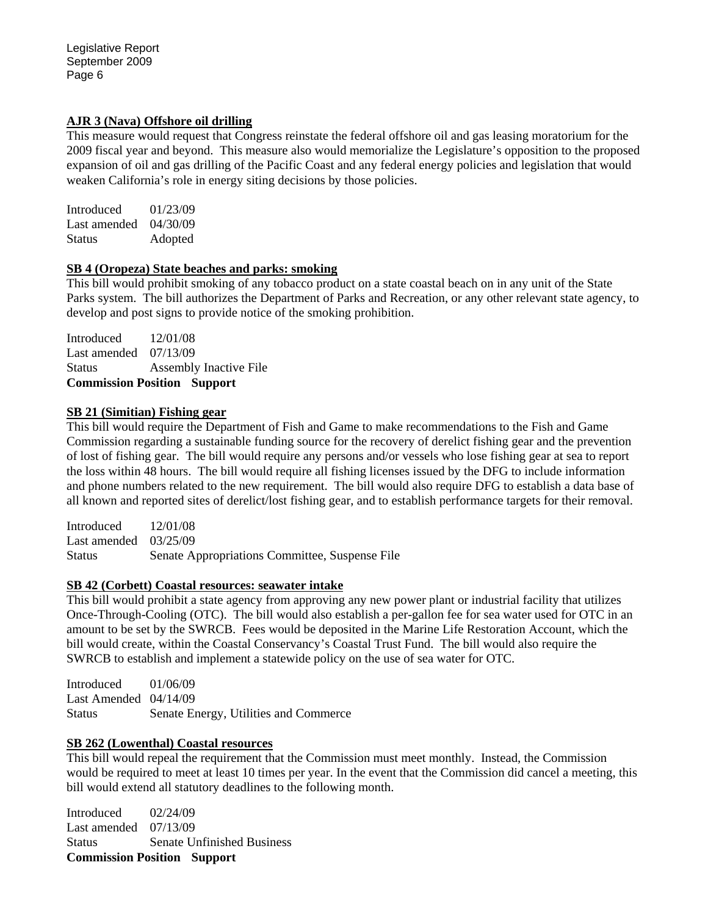**AJR 3 (Nava) Offshore oil drilling**

This measure would request that Congress reinstate the federal offshore oil and gas leasing moratorium for the 2009 fiscal year and beyond. This measure also would memorialize the Legislature's opposition to the proposed expansion of oil and gas drilling of the Pacific Coast and any federal energy policies and legislation that would weaken California's role in energy siting decisions by those policies.

Introduced 01/23/09
Last amended 04/30/09
Status Adopted

**SB 4 (Oropeza) State beaches and parks: smoking**

This bill would prohibit smoking of any tobacco product on a state coastal beach on in any unit of the State Parks system. The bill authorizes the Department of Parks and Recreation, or any other relevant state agency, to develop and post signs to provide notice of the smoking prohibition.

Introduced 12/01/08
Last amended 07/13/09
Status Assembly Inactive File
**Commission Position Support**

**SB 21 (Simitian) Fishing gear**

This bill would require the Department of Fish and Game to make recommendations to the Fish and Game Commission regarding a sustainable funding source for the recovery of derelict fishing gear and the prevention of lost of fishing gear. The bill would require any persons and/or vessels who lose fishing gear at sea to report the loss within 48 hours. The bill would require all fishing licenses issued by the DFG to include information and phone numbers related to the new requirement. The bill would also require DFG to establish a data base of all known and reported sites of derelict/lost fishing gear, and to establish performance targets for their removal.

Introduced 12/01/08
Last amended 03/25/09
Status Senate Appropriations Committee, Suspense File

**SB 42 (Corbett) Coastal resources: seawater intake**

This bill would prohibit a state agency from approving any new power plant or industrial facility that utilizes Once-Through-Cooling (OTC). The bill would also establish a per-gallon fee for sea water used for OTC in an amount to be set by the SWRCB. Fees would be deposited in the Marine Life Restoration Account, which the bill would create, within the Coastal Conservancy's Coastal Trust Fund. The bill would also require the SWRCB to establish and implement a statewide policy on the use of sea water for OTC.

Introduced 01/06/09
Last Amended 04/14/09
Status Senate Energy, Utilities and Commerce

**SB 262 (Lowenthal) Coastal resources**

This bill would repeal the requirement that the Commission must meet monthly. Instead, the Commission would be required to meet at least 10 times per year. In the event that the Commission did cancel a meeting, this bill would extend all statutory deadlines to the following month.

Introduced 02/24/09
Last amended 07/13/09
Status Senate Unfinished Business
**Commission Position Support**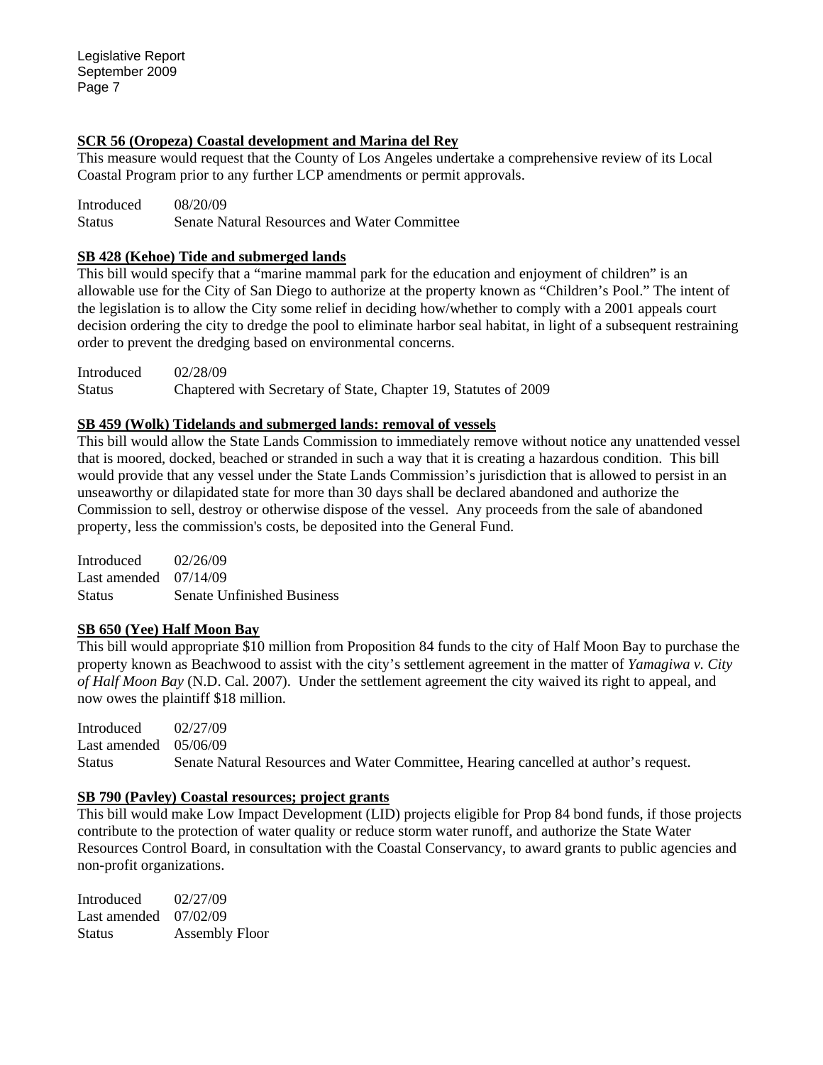**SCR 56 (Oropeza) Coastal development and Marina del Rey**

This measure would request that the County of Los Angeles undertake a comprehensive review of its Local Coastal Program prior to any further LCP amendments or permit approvals.

Introduced 08/20/09
Status Senate Natural Resources and Water Committee

**SB 428 (Kehoe) Tide and submerged lands**

This bill would specify that a "marine mammal park for the education and enjoyment of children" is an allowable use for the City of San Diego to authorize at the property known as "Children's Pool." The intent of the legislation is to allow the City some relief in deciding how/whether to comply with a 2001 appeals court decision ordering the city to dredge the pool to eliminate harbor seal habitat, in light of a subsequent restraining order to prevent the dredging based on environmental concerns.

Introduced 02/28/09
Status Chaptered with Secretary of State, Chapter 19, Statutes of 2009

**SB 459 (Wolk) Tidelands and submerged lands: removal of vessels**

This bill would allow the State Lands Commission to immediately remove without notice any unattended vessel that is moored, docked, beached or stranded in such a way that it is creating a hazardous condition. This bill would provide that any vessel under the State Lands Commission's jurisdiction that is allowed to persist in an unseaworthy or dilapidated state for more than 30 days shall be declared abandoned and authorize the Commission to sell, destroy or otherwise dispose of the vessel. Any proceeds from the sale of abandoned property, less the commission's costs, be deposited into the General Fund.

Introduced 02/26/09
Last amended 07/14/09
Status Senate Unfinished Business

**SB 650 (Yee) Half Moon Bay**

This bill would appropriate $10 million from Proposition 84 funds to the city of Half Moon Bay to purchase the property known as Beachwood to assist with the city's settlement agreement in the matter of *Yamagiwa v. City of Half Moon Bay* (N.D. Cal. 2007). Under the settlement agreement the city waived its right to appeal, and now owes the plaintiff $18 million.

Introduced 02/27/09
Last amended 05/06/09
Status Senate Natural Resources and Water Committee, Hearing cancelled at author's request.

**SB 790 (Pavley) Coastal resources; project grants**

This bill would make Low Impact Development (LID) projects eligible for Prop 84 bond funds, if those projects contribute to the protection of water quality or reduce storm water runoff, and authorize the State Water Resources Control Board, in consultation with the Coastal Conservancy, to award grants to public agencies and non-profit organizations.

Introduced 02/27/09
Last amended 07/02/09
Status Assembly Floor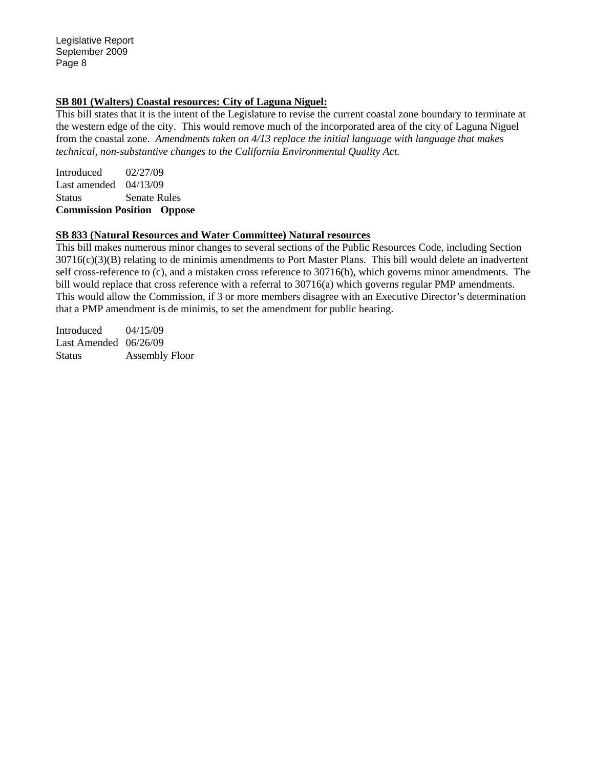**<u>SB 801 (Walters) Coastal resources: City of Laguna Niguel:</u>**

This bill states that it is the intent of the Legislature to revise the current coastal zone boundary to terminate at the western edge of the city. This would remove much of the incorporated area of the city of Laguna Niguel from the coastal zone. *Amendments taken on 4/13 replace the initial language with language that makes technical, non-substantive changes to the California Environmental Quality Act.*

Introduced 02/27/09
Last amended 04/13/09
Status Senate Rules
**Commission Position Oppose**

**<u>SB 833 (Natural Resources and Water Committee) Natural resources</u>**

This bill makes numerous minor changes to several sections of the Public Resources Code, including Section 30716(c)(3)(B) relating to de minimis amendments to Port Master Plans. This bill would delete an inadvertent self cross-reference to (c), and a mistaken cross reference to 30716(b), which governs minor amendments. The bill would replace that cross reference with a referral to 30716(a) which governs regular PMP amendments. This would allow the Commission, if 3 or more members disagree with an Executive Director's determination that a PMP amendment is de minimis, to set the amendment for public hearing.

Introduced 04/15/09
Last Amended 06/26/09
Status Assembly Floor